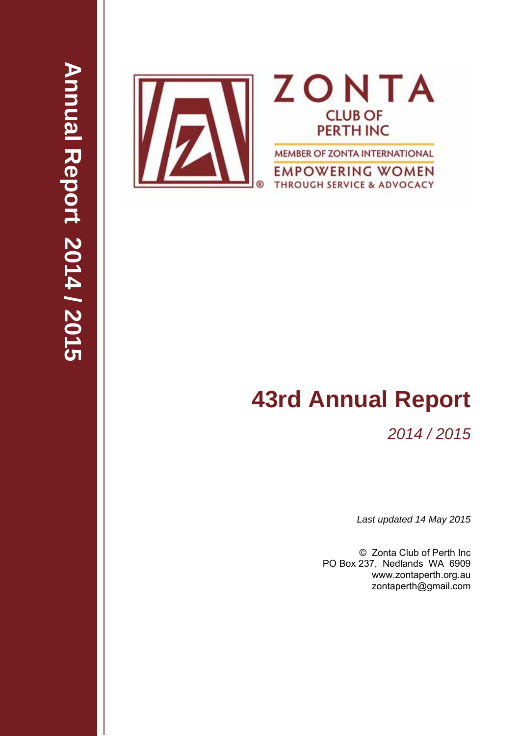Annual Report 2014 / 2015

ZONTA

CLUB OF PERTH INC

MEMBER OF ZONTA INTERNATIONAL

EMPOWERING WOMEN THROUGH SERVICE & ADVOCACY

# 43rd Annual Report

*2014 / 2015*

*Last updated 14 May 2015*

© Zonta Club of Perth Inc
PO Box 237, Nedlands WA 6909
www.zontaperth.org.au
zontaperth@gmail.com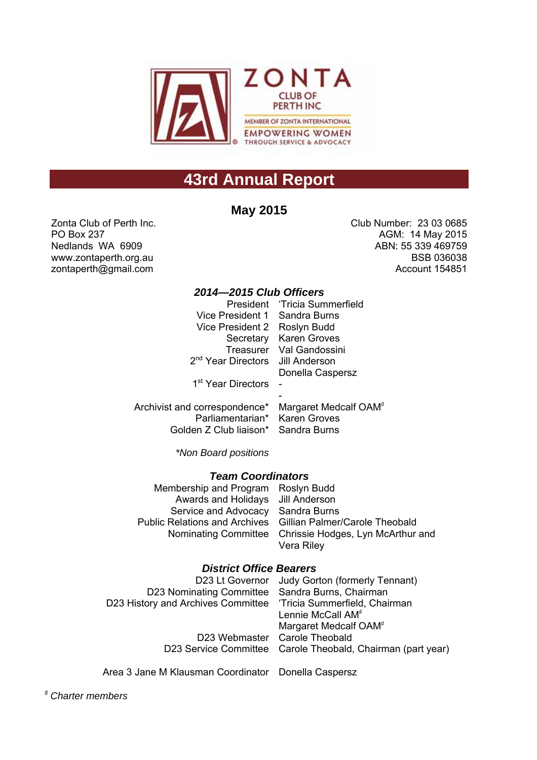ZONTA CLUB OF PERTH INC

MEMBER OF ZONTA INTERNATIONAL

EMPOWERING WOMEN THROUGH SERVICE & ADVOCACY

# 43rd Annual Report

## May 2015

Zonta Club of Perth Inc.
PO Box 237
Nedlands WA 6909
www.zontaperth.org.au
zontaperth@gmail.com

Club Number: 23 03 0685
AGM: 14 May 2015
ABN: 55 339 469759
BSB 036038
Account 154851

### *2014—2015 Club Officers*

| | |
|---|---|
| President | 'Tricia Summerfield |
| Vice President 1 | Sandra Burns |
| Vice President 2 | Roslyn Budd |
| Secretary | Karen Groves |
| Treasurer | Val Gandossini |
| 2nd Year Directors | Jill Anderson |
| | Donella Caspersz |
| 1st Year Directors | - |
| | - |
| Archivist and correspondence* | Margaret Medcalf OAM♯ |
| Parliamentarian* | Karen Groves |
| Golden Z Club liaison* | Sandra Burns |

*\*Non Board positions*

### *Team Coordinators*

| | |
|---|---|
| Membership and Program | Roslyn Budd |
| Awards and Holidays | Jill Anderson |
| Service and Advocacy | Sandra Burns |
| Public Relations and Archives | Gillian Palmer/Carole Theobald |
| Nominating Committee | Chrissie Hodges, Lyn McArthur and Vera Riley |

### *District Office Bearers*

| | |
|---|---|
| D23 Lt Governor | Judy Gorton (formerly Tennant) |
| D23 Nominating Committee | Sandra Burns, Chairman |
| D23 History and Archives Committee | 'Tricia Summerfield, Chairman |
| | Lennie McCall AM♯ |
| | Margaret Medcalf OAM♯ |
| D23 Webmaster | Carole Theobald |
| D23 Service Committee | Carole Theobald, Chairman (part year) |
| | |
| Area 3 Jane M Klausman Coordinator | Donella Caspersz |

♯ *Charter members*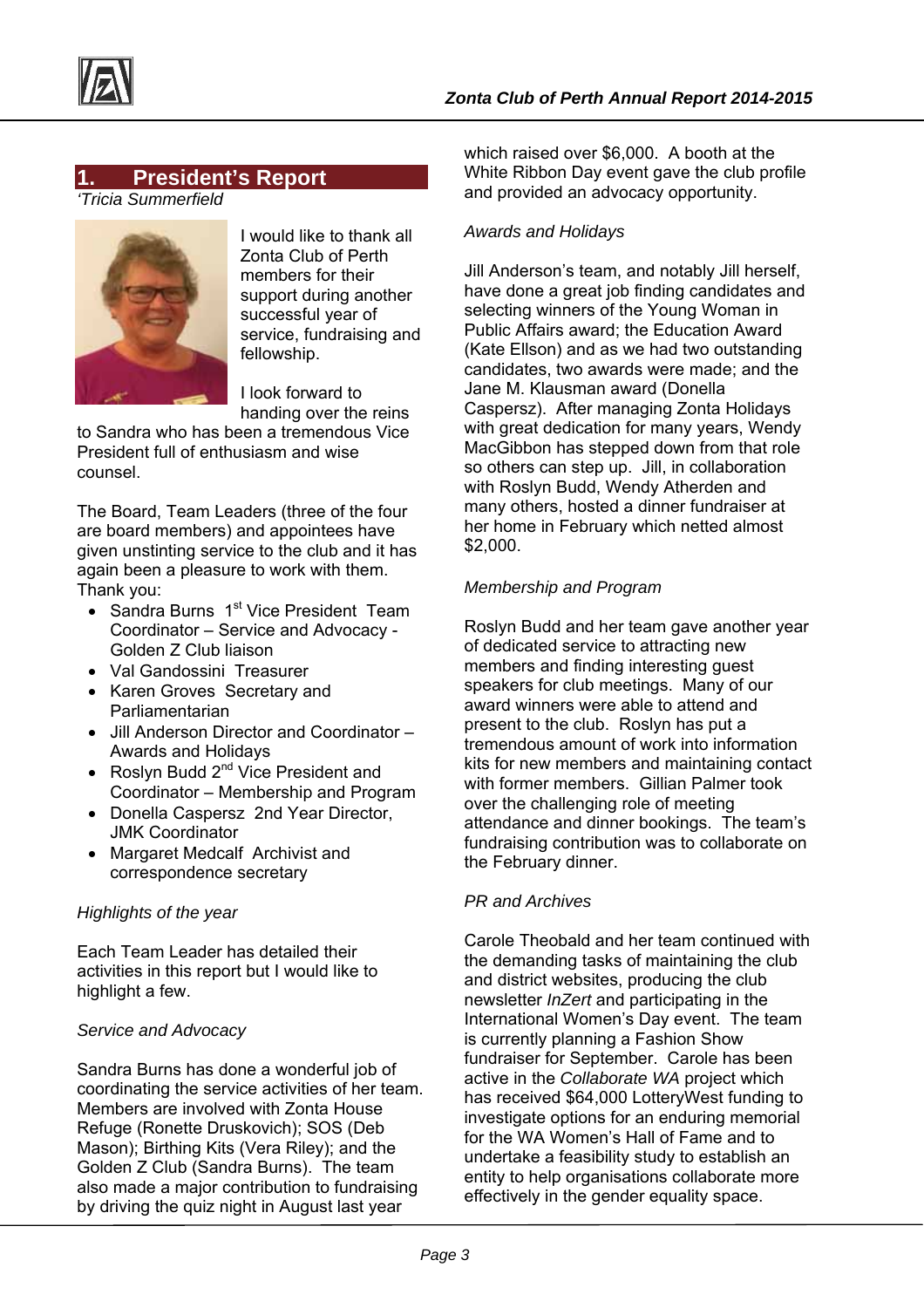## 1. President's Report

*'Tricia Summerfield*

I would like to thank all Zonta Club of Perth members for their support during another successful year of service, fundraising and fellowship.

I look forward to handing over the reins to Sandra who has been a tremendous Vice President full of enthusiasm and wise counsel.

The Board, Team Leaders (three of the four are board members) and appointees have given unstinting service to the club and it has again been a pleasure to work with them. Thank you:

- Sandra Burns 1st Vice President Team Coordinator – Service and Advocacy - Golden Z Club liaison
- Val Gandossini Treasurer
- Karen Groves Secretary and Parliamentarian
- Jill Anderson Director and Coordinator – Awards and Holidays
- Roslyn Budd 2nd Vice President and Coordinator – Membership and Program
- Donella Caspersz 2nd Year Director, JMK Coordinator
- Margaret Medcalf Archivist and correspondence secretary

*Highlights of the year*

Each Team Leader has detailed their activities in this report but I would like to highlight a few.

*Service and Advocacy*

Sandra Burns has done a wonderful job of coordinating the service activities of her team. Members are involved with Zonta House Refuge (Ronette Druskovich); SOS (Deb Mason); Birthing Kits (Vera Riley); and the Golden Z Club (Sandra Burns). The team also made a major contribution to fundraising by driving the quiz night in August last year which raised over $6,000. A booth at the White Ribbon Day event gave the club profile and provided an advocacy opportunity.

*Awards and Holidays*

Jill Anderson's team, and notably Jill herself, have done a great job finding candidates and selecting winners of the Young Woman in Public Affairs award; the Education Award (Kate Ellson) and as we had two outstanding candidates, two awards were made; and the Jane M. Klausman award (Donella Caspersz). After managing Zonta Holidays with great dedication for many years, Wendy MacGibbon has stepped down from that role so others can step up. Jill, in collaboration with Roslyn Budd, Wendy Atherden and many others, hosted a dinner fundraiser at her home in February which netted almost $2,000.

*Membership and Program*

Roslyn Budd and her team gave another year of dedicated service to attracting new members and finding interesting guest speakers for club meetings. Many of our award winners were able to attend and present to the club. Roslyn has put a tremendous amount of work into information kits for new members and maintaining contact with former members. Gillian Palmer took over the challenging role of meeting attendance and dinner bookings. The team's fundraising contribution was to collaborate on the February dinner.

*PR and Archives*

Carole Theobald and her team continued with the demanding tasks of maintaining the club and district websites, producing the club newsletter *InZert* and participating in the International Women's Day event. The team is currently planning a Fashion Show fundraiser for September. Carole has been active in the *Collaborate WA* project which has received $64,000 LotteryWest funding to investigate options for an enduring memorial for the WA Women's Hall of Fame and to undertake a feasibility study to establish an entity to help organisations collaborate more effectively in the gender equality space.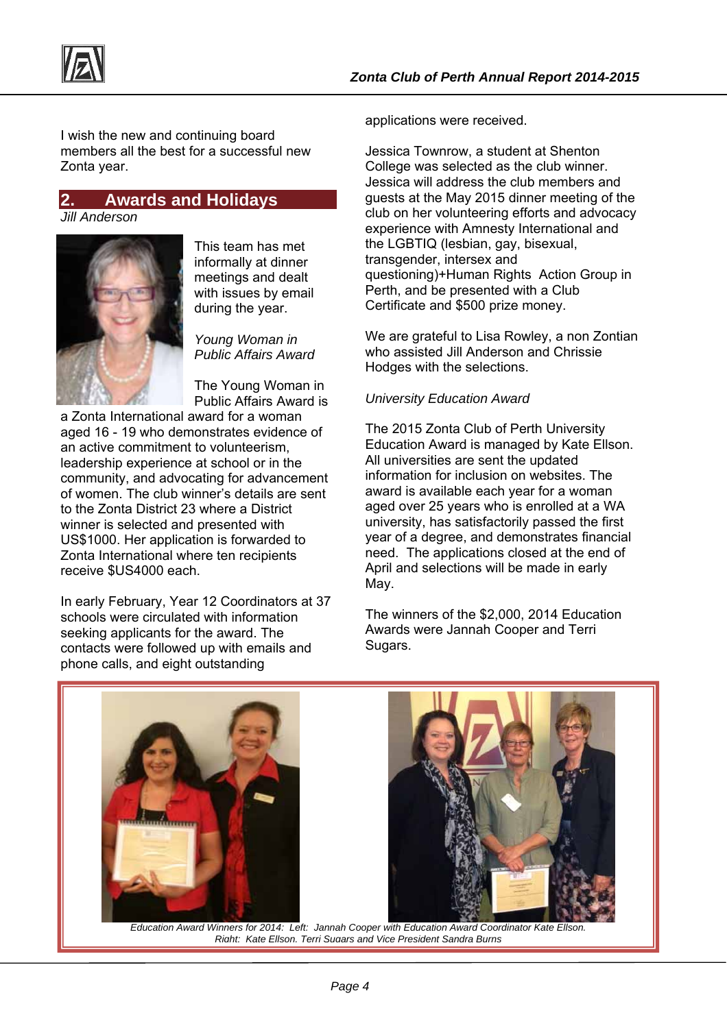I wish the new and continuing board members all the best for a successful new Zonta year.

## 2. Awards and Holidays

*Jill Anderson*

This team has met informally at dinner meetings and dealt with issues by email during the year.

*Young Woman in Public Affairs Award*

The Young Woman in Public Affairs Award is a Zonta International award for a woman aged 16 - 19 who demonstrates evidence of an active commitment to volunteerism, leadership experience at school or in the community, and advocating for advancement of women. The club winner's details are sent to the Zonta District 23 where a District winner is selected and presented with US$1000. Her application is forwarded to Zonta International where ten recipients receive $US4000 each.

In early February, Year 12 Coordinators at 37 schools were circulated with information seeking applicants for the award. The contacts were followed up with emails and phone calls, and eight outstanding applications were received.

Jessica Townrow, a student at Shenton College was selected as the club winner. Jessica will address the club members and guests at the May 2015 dinner meeting of the club on her volunteering efforts and advocacy experience with Amnesty International and the LGBTIQ (lesbian, gay, bisexual, transgender, intersex and questioning)+Human Rights Action Group in Perth, and be presented with a Club Certificate and $500 prize money.

We are grateful to Lisa Rowley, a non Zontian who assisted Jill Anderson and Chrissie Hodges with the selections.

*University Education Award*

The 2015 Zonta Club of Perth University Education Award is managed by Kate Ellson. All universities are sent the updated information for inclusion on websites. The award is available each year for a woman aged over 25 years who is enrolled at a WA university, has satisfactorily passed the first year of a degree, and demonstrates financial need. The applications closed at the end of April and selections will be made in early May.

The winners of the $2,000, 2014 Education Awards were Jannah Cooper and Terri Sugars.

*Education Award Winners for 2014: Left: Jannah Cooper with Education Award Coordinator Kate Ellson. Right: Kate Ellson, Terri Sugars and Vice President Sandra Burns*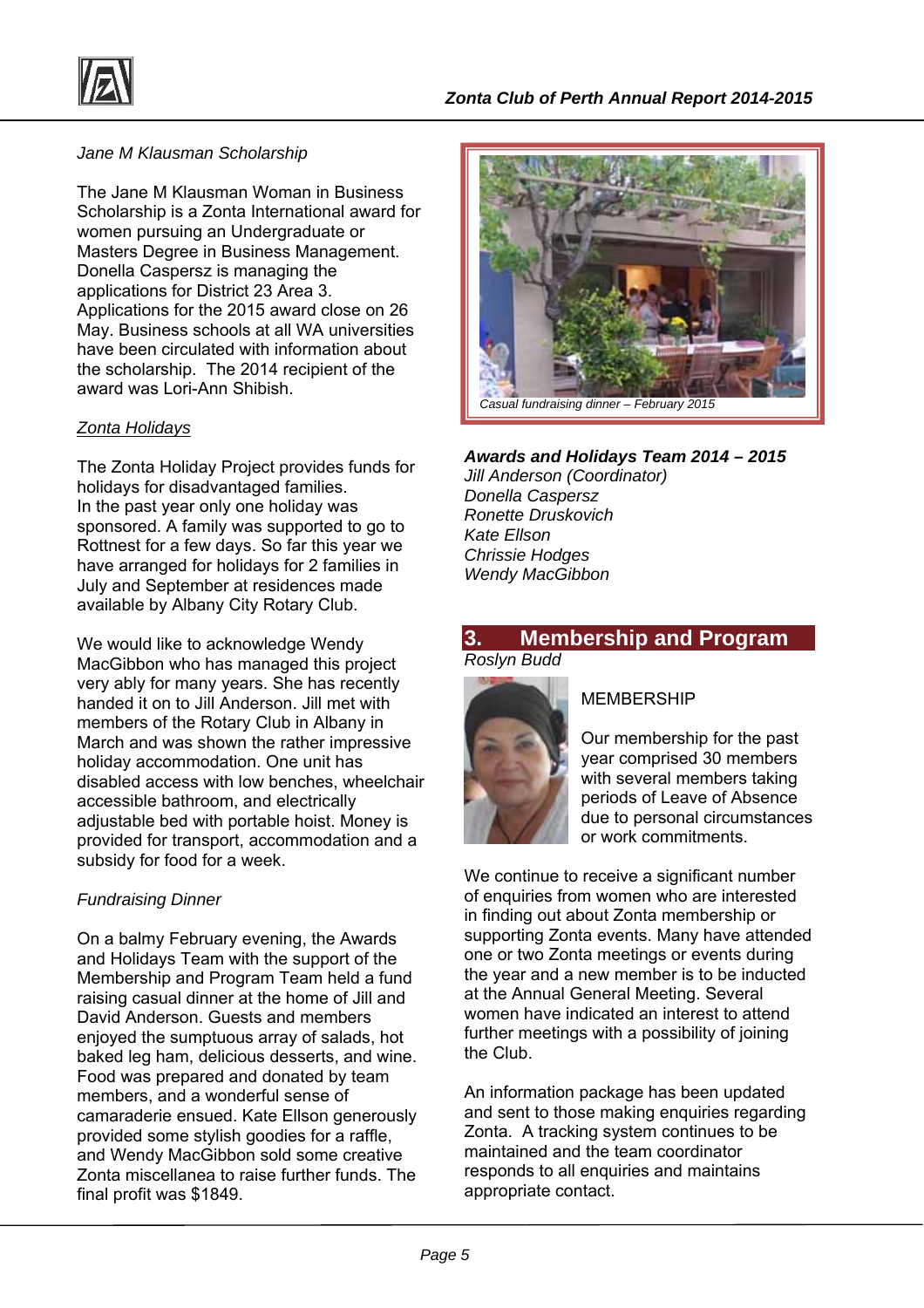*Jane M Klausman Scholarship*

The Jane M Klausman Woman in Business Scholarship is a Zonta International award for women pursuing an Undergraduate or Masters Degree in Business Management. Donella Caspersz is managing the applications for District 23 Area 3. Applications for the 2015 award close on 26 May. Business schools at all WA universities have been circulated with information about the scholarship. The 2014 recipient of the award was Lori-Ann Shibish.

*Zonta Holidays*

The Zonta Holiday Project provides funds for holidays for disadvantaged families. In the past year only one holiday was sponsored. A family was supported to go to Rottnest for a few days. So far this year we have arranged for holidays for 2 families in July and September at residences made available by Albany City Rotary Club.

We would like to acknowledge Wendy MacGibbon who has managed this project very ably for many years. She has recently handed it on to Jill Anderson. Jill met with members of the Rotary Club in Albany in March and was shown the rather impressive holiday accommodation. One unit has disabled access with low benches, wheelchair accessible bathroom, and electrically adjustable bed with portable hoist. Money is provided for transport, accommodation and a subsidy for food for a week.

*Fundraising Dinner*

On a balmy February evening, the Awards and Holidays Team with the support of the Membership and Program Team held a fund raising casual dinner at the home of Jill and David Anderson. Guests and members enjoyed the sumptuous array of salads, hot baked leg ham, delicious desserts, and wine. Food was prepared and donated by team members, and a wonderful sense of camaraderie ensued. Kate Ellson generously provided some stylish goodies for a raffle, and Wendy MacGibbon sold some creative Zonta miscellanea to raise further funds. The final profit was $1849.

*Casual fundraising dinner – February 2015*

***Awards and Holidays Team 2014 – 2015***
*Jill Anderson (Coordinator)*
*Donella Caspersz*
*Ronette Druskovich*
*Kate Ellson*
*Chrissie Hodges*
*Wendy MacGibbon*

## 3. Membership and Program

*Roslyn Budd*

MEMBERSHIP

Our membership for the past year comprised 30 members with several members taking periods of Leave of Absence due to personal circumstances or work commitments.

We continue to receive a significant number of enquiries from women who are interested in finding out about Zonta membership or supporting Zonta events. Many have attended one or two Zonta meetings or events during the year and a new member is to be inducted at the Annual General Meeting. Several women have indicated an interest to attend further meetings with a possibility of joining the Club.

An information package has been updated and sent to those making enquiries regarding Zonta. A tracking system continues to be maintained and the team coordinator responds to all enquiries and maintains appropriate contact.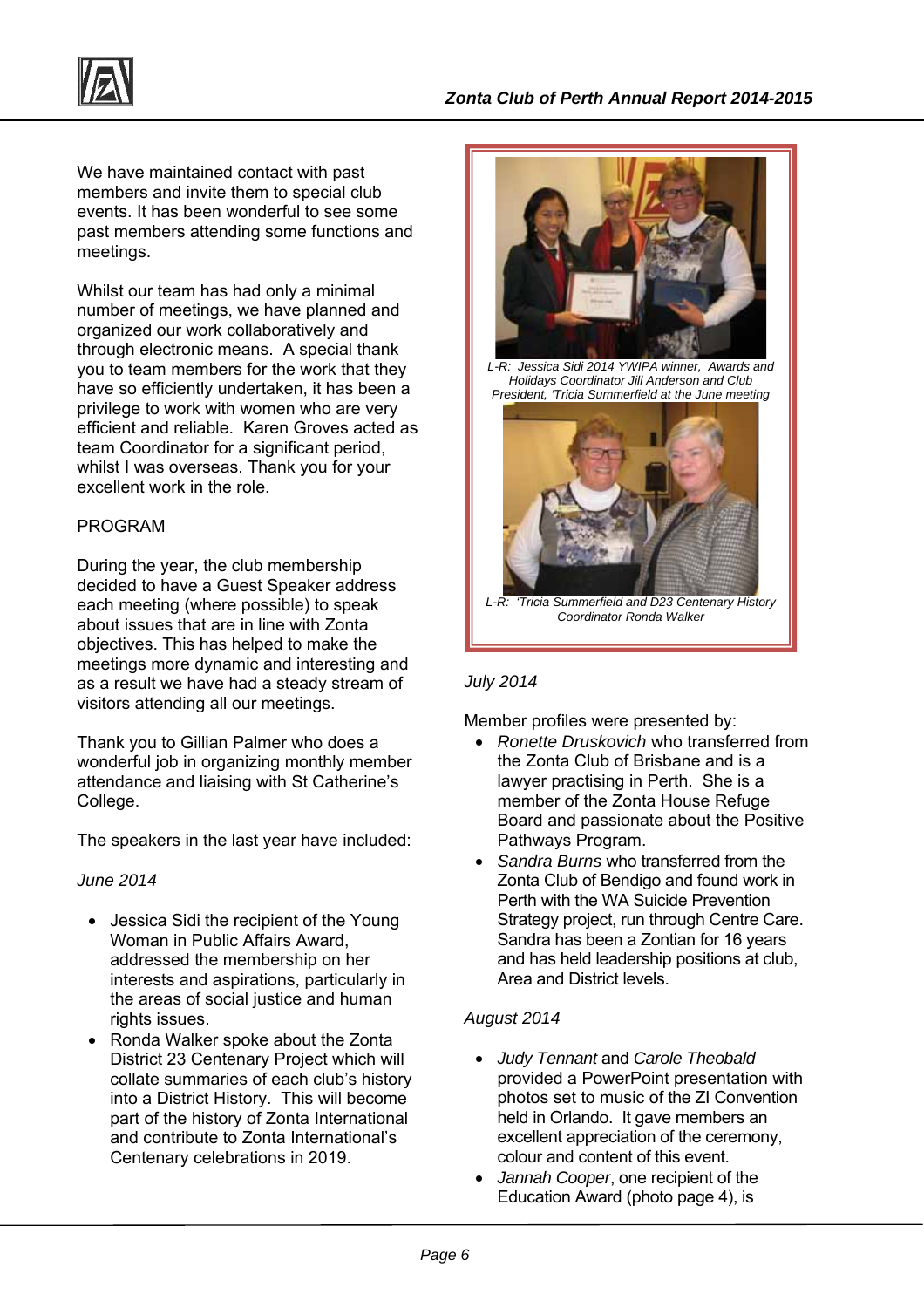We have maintained contact with past members and invite them to special club events. It has been wonderful to see some past members attending some functions and meetings.

Whilst our team has had only a minimal number of meetings, we have planned and organized our work collaboratively and through electronic means. A special thank you to team members for the work that they have so efficiently undertaken, it has been a privilege to work with women who are very efficient and reliable. Karen Groves acted as team Coordinator for a significant period, whilst I was overseas. Thank you for your excellent work in the role.

PROGRAM

During the year, the club membership decided to have a Guest Speaker address each meeting (where possible) to speak about issues that are in line with Zonta objectives. This has helped to make the meetings more dynamic and interesting and as a result we have had a steady stream of visitors attending all our meetings.

Thank you to Gillian Palmer who does a wonderful job in organizing monthly member attendance and liaising with St Catherine's College.

The speakers in the last year have included:

*June 2014*

- Jessica Sidi the recipient of the Young Woman in Public Affairs Award, addressed the membership on her interests and aspirations, particularly in the areas of social justice and human rights issues.
- Ronda Walker spoke about the Zonta District 23 Centenary Project which will collate summaries of each club's history into a District History. This will become part of the history of Zonta International and contribute to Zonta International's Centenary celebrations in 2019.

*L-R: Jessica Sidi 2014 YWIPA winner, Awards and Holidays Coordinator Jill Anderson and Club President, 'Tricia Summerfield at the June meeting*

*L-R: 'Tricia Summerfield and D23 Centenary History Coordinator Ronda Walker*

*July 2014*

Member profiles were presented by:

- *Ronette Druskovich* who transferred from the Zonta Club of Brisbane and is a lawyer practising in Perth. She is a member of the Zonta House Refuge Board and passionate about the Positive Pathways Program.
- *Sandra Burns* who transferred from the Zonta Club of Bendigo and found work in Perth with the WA Suicide Prevention Strategy project, run through Centre Care. Sandra has been a Zontian for 16 years and has held leadership positions at club, Area and District levels.

*August 2014*

- *Judy Tennant* and *Carole Theobald* provided a PowerPoint presentation with photos set to music of the ZI Convention held in Orlando. It gave members an excellent appreciation of the ceremony, colour and content of this event.
- *Jannah Cooper*, one recipient of the Education Award (photo page 4), is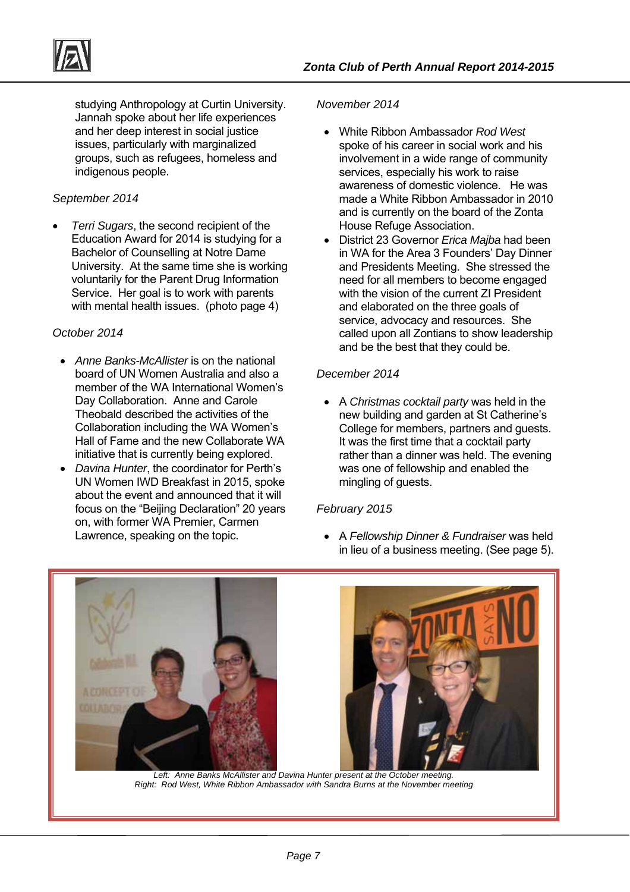studying Anthropology at Curtin University. Jannah spoke about her life experiences and her deep interest in social justice issues, particularly with marginalized groups, such as refugees, homeless and indigenous people.

*September 2014*

- *Terri Sugars*, the second recipient of the Education Award for 2014 is studying for a Bachelor of Counselling at Notre Dame University. At the same time she is working voluntarily for the Parent Drug Information Service. Her goal is to work with parents with mental health issues. (photo page 4)

*October 2014*

- *Anne Banks-McAllister* is on the national board of UN Women Australia and also a member of the WA International Women's Day Collaboration. Anne and Carole Theobald described the activities of the Collaboration including the WA Women's Hall of Fame and the new Collaborate WA initiative that is currently being explored.
- *Davina Hunter*, the coordinator for Perth's UN Women IWD Breakfast in 2015, spoke about the event and announced that it will focus on the "Beijing Declaration" 20 years on, with former WA Premier, Carmen Lawrence, speaking on the topic.

*November 2014*

- White Ribbon Ambassador *Rod West* spoke of his career in social work and his involvement in a wide range of community services, especially his work to raise awareness of domestic violence. He was made a White Ribbon Ambassador in 2010 and is currently on the board of the Zonta House Refuge Association.
- District 23 Governor *Erica Majba* had been in WA for the Area 3 Founders' Day Dinner and Presidents Meeting. She stressed the need for all members to become engaged with the vision of the current ZI President and elaborated on the three goals of service, advocacy and resources. She called upon all Zontians to show leadership and be the best that they could be.

*December 2014*

- A *Christmas cocktail party* was held in the new building and garden at St Catherine's College for members, partners and guests. It was the first time that a cocktail party rather than a dinner was held. The evening was one of fellowship and enabled the mingling of guests.

*February 2015*

- A *Fellowship Dinner & Fundraiser* was held in lieu of a business meeting. (See page 5).

*Left: Anne Banks McAllister and Davina Hunter present at the October meeting.*
*Right: Rod West, White Ribbon Ambassador with Sandra Burns at the November meeting*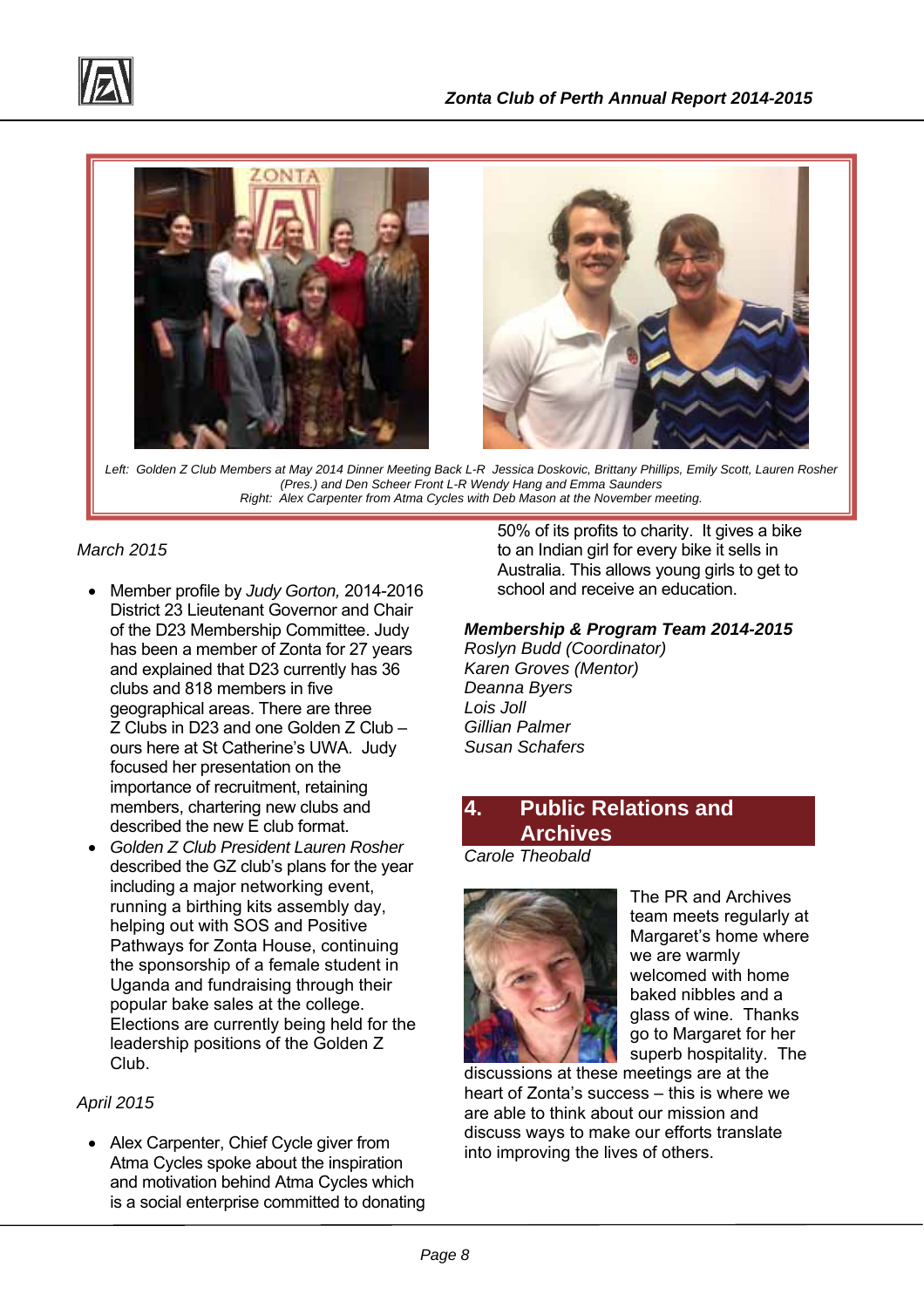*Left: Golden Z Club Members at May 2014 Dinner Meeting Back L-R Jessica Doskovic, Brittany Phillips, Emily Scott, Lauren Rosher (Pres.) and Den Scheer Front L-R Wendy Hang and Emma Saunders*
*Right: Alex Carpenter from Atma Cycles with Deb Mason at the November meeting.*

*March 2015*

- Member profile by *Judy Gorton,* 2014-2016 District 23 Lieutenant Governor and Chair of the D23 Membership Committee. Judy has been a member of Zonta for 27 years and explained that D23 currently has 36 clubs and 818 members in five geographical areas. There are three Z Clubs in D23 and one Golden Z Club – ours here at St Catherine's UWA. Judy focused her presentation on the importance of recruitment, retaining members, chartering new clubs and described the new E club format.
- *Golden Z Club President Lauren Rosher* described the GZ club's plans for the year including a major networking event, running a birthing kits assembly day, helping out with SOS and Positive Pathways for Zonta House, continuing the sponsorship of a female student in Uganda and fundraising through their popular bake sales at the college. Elections are currently being held for the leadership positions of the Golden Z Club.

*April 2015*

- Alex Carpenter, Chief Cycle giver from Atma Cycles spoke about the inspiration and motivation behind Atma Cycles which is a social enterprise committed to donating 50% of its profits to charity. It gives a bike to an Indian girl for every bike it sells in Australia. This allows young girls to get to school and receive an education.

***Membership & Program Team 2014-2015***

*Roslyn Budd (Coordinator)*
*Karen Groves (Mentor)*
*Deanna Byers*
*Lois Joll*
*Gillian Palmer*
*Susan Schafers*

## 4. Public Relations and Archives

*Carole Theobald*

The PR and Archives team meets regularly at Margaret's home where we are warmly welcomed with home baked nibbles and a glass of wine. Thanks go to Margaret for her superb hospitality. The discussions at these meetings are at the heart of Zonta's success – this is where we are able to think about our mission and discuss ways to make our efforts translate into improving the lives of others.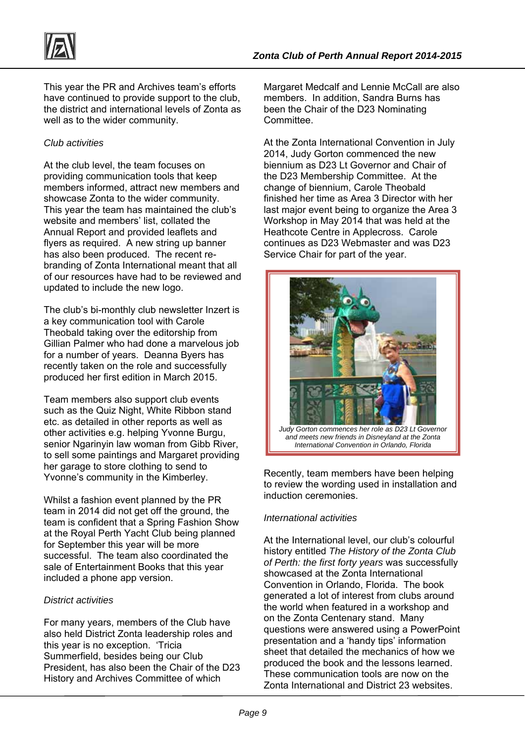This year the PR and Archives team's efforts have continued to provide support to the club, the district and international levels of Zonta as well as to the wider community.

*Club activities*

At the club level, the team focuses on providing communication tools that keep members informed, attract new members and showcase Zonta to the wider community. This year the team has maintained the club's website and members' list, collated the Annual Report and provided leaflets and flyers as required. A new string up banner has also been produced. The recent re-branding of Zonta International meant that all of our resources have had to be reviewed and updated to include the new logo.

The club's bi-monthly club newsletter Inzert is a key communication tool with Carole Theobald taking over the editorship from Gillian Palmer who had done a marvelous job for a number of years. Deanna Byers has recently taken on the role and successfully produced her first edition in March 2015.

Team members also support club events such as the Quiz Night, White Ribbon stand etc. as detailed in other reports as well as other activities e.g. helping Yvonne Burgu, senior Ngarinyin law woman from Gibb River, to sell some paintings and Margaret providing her garage to store clothing to send to Yvonne's community in the Kimberley.

Whilst a fashion event planned by the PR team in 2014 did not get off the ground, the team is confident that a Spring Fashion Show at the Royal Perth Yacht Club being planned for September this year will be more successful. The team also coordinated the sale of Entertainment Books that this year included a phone app version.

*District activities*

For many years, members of the Club have also held District Zonta leadership roles and this year is no exception. 'Tricia Summerfield, besides being our Club President, has also been the Chair of the D23 History and Archives Committee of which Margaret Medcalf and Lennie McCall are also members. In addition, Sandra Burns has been the Chair of the D23 Nominating Committee.

At the Zonta International Convention in July 2014, Judy Gorton commenced the new biennium as D23 Lt Governor and Chair of the D23 Membership Committee. At the change of biennium, Carole Theobald finished her time as Area 3 Director with her last major event being to organize the Area 3 Workshop in May 2014 that was held at the Heathcote Centre in Applecross. Carole continues as D23 Webmaster and was D23 Service Chair for part of the year.

*Judy Gorton commences her role as D23 Lt Governor and meets new friends in Disneyland at the Zonta International Convention in Orlando, Florida*

Recently, team members have been helping to review the wording used in installation and induction ceremonies.

*International activities*

At the International level, our club's colourful history entitled *The History of the Zonta Club of Perth: the first forty years* was successfully showcased at the Zonta International Convention in Orlando, Florida. The book generated a lot of interest from clubs around the world when featured in a workshop and on the Zonta Centenary stand. Many questions were answered using a PowerPoint presentation and a 'handy tips' information sheet that detailed the mechanics of how we produced the book and the lessons learned. These communication tools are now on the Zonta International and District 23 websites.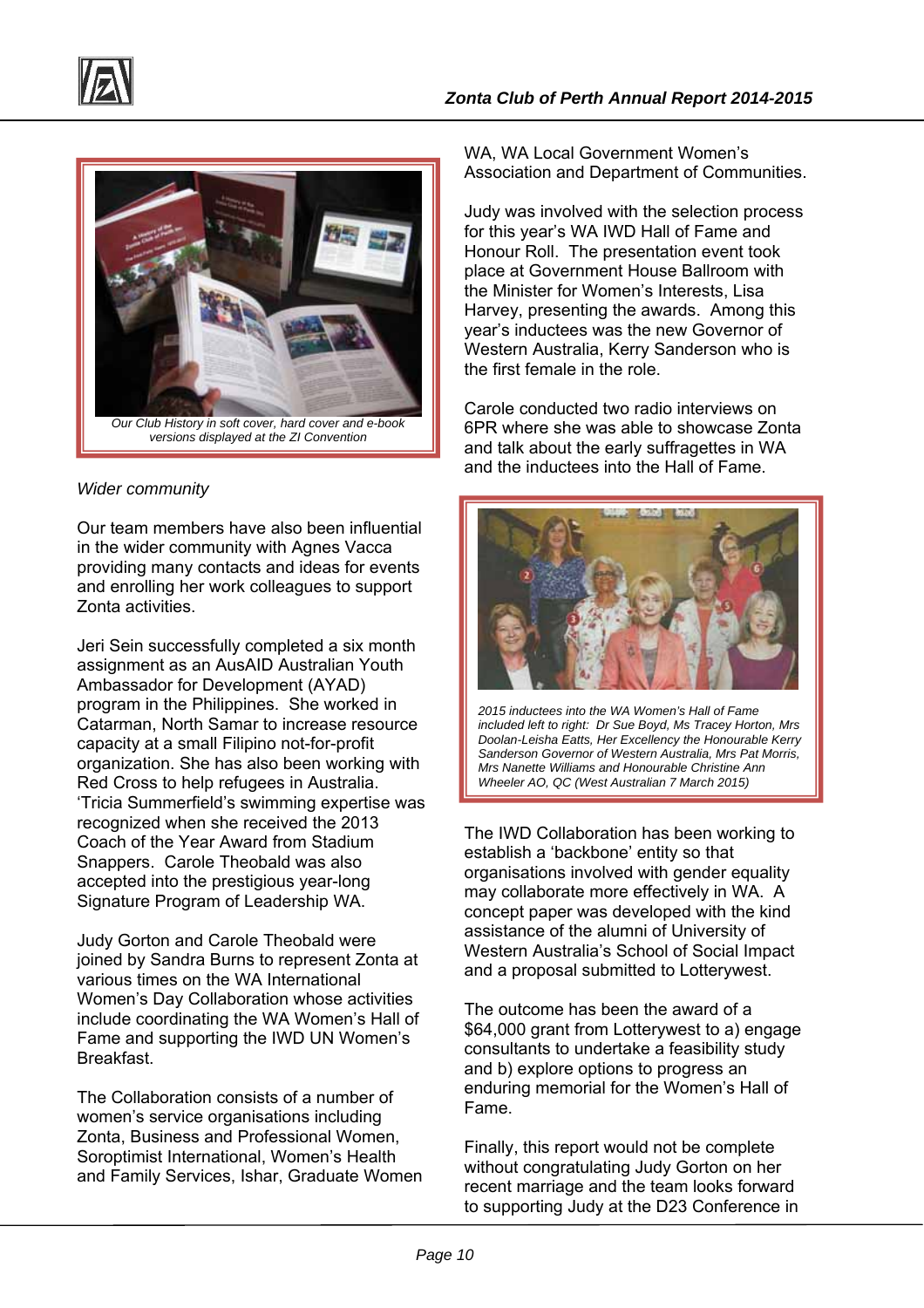Our Club History in soft cover, hard cover and e-book versions displayed at the ZI Convention

*Wider community*

Our team members have also been influential in the wider community with Agnes Vacca providing many contacts and ideas for events and enrolling her work colleagues to support Zonta activities.

Jeri Sein successfully completed a six month assignment as an AusAID Australian Youth Ambassador for Development (AYAD) program in the Philippines. She worked in Catarman, North Samar to increase resource capacity at a small Filipino not-for-profit organization. She has also been working with Red Cross to help refugees in Australia. 'Tricia Summerfield's swimming expertise was recognized when she received the 2013 Coach of the Year Award from Stadium Snappers. Carole Theobald was also accepted into the prestigious year-long Signature Program of Leadership WA.

Judy Gorton and Carole Theobald were joined by Sandra Burns to represent Zonta at various times on the WA International Women's Day Collaboration whose activities include coordinating the WA Women's Hall of Fame and supporting the IWD UN Women's Breakfast.

The Collaboration consists of a number of women's service organisations including Zonta, Business and Professional Women, Soroptimist International, Women's Health and Family Services, Ishar, Graduate Women WA, WA Local Government Women's Association and Department of Communities.

Judy was involved with the selection process for this year's WA IWD Hall of Fame and Honour Roll. The presentation event took place at Government House Ballroom with the Minister for Women's Interests, Lisa Harvey, presenting the awards. Among this year's inductees was the new Governor of Western Australia, Kerry Sanderson who is the first female in the role.

Carole conducted two radio interviews on 6PR where she was able to showcase Zonta and talk about the early suffragettes in WA and the inductees into the Hall of Fame.

2015 inductees into the WA Women's Hall of Fame included left to right: Dr Sue Boyd, Ms Tracey Horton, Mrs Doolan-Leisha Eatts, Her Excellency the Honourable Kerry Sanderson Governor of Western Australia, Mrs Pat Morris, Mrs Nanette Williams and Honourable Christine Ann Wheeler AO, QC (West Australian 7 March 2015)

The IWD Collaboration has been working to establish a 'backbone' entity so that organisations involved with gender equality may collaborate more effectively in WA. A concept paper was developed with the kind assistance of the alumni of University of Western Australia's School of Social Impact and a proposal submitted to Lotterywest.

The outcome has been the award of a $64,000 grant from Lotterywest to a) engage consultants to undertake a feasibility study and b) explore options to progress an enduring memorial for the Women's Hall of Fame.

Finally, this report would not be complete without congratulating Judy Gorton on her recent marriage and the team looks forward to supporting Judy at the D23 Conference in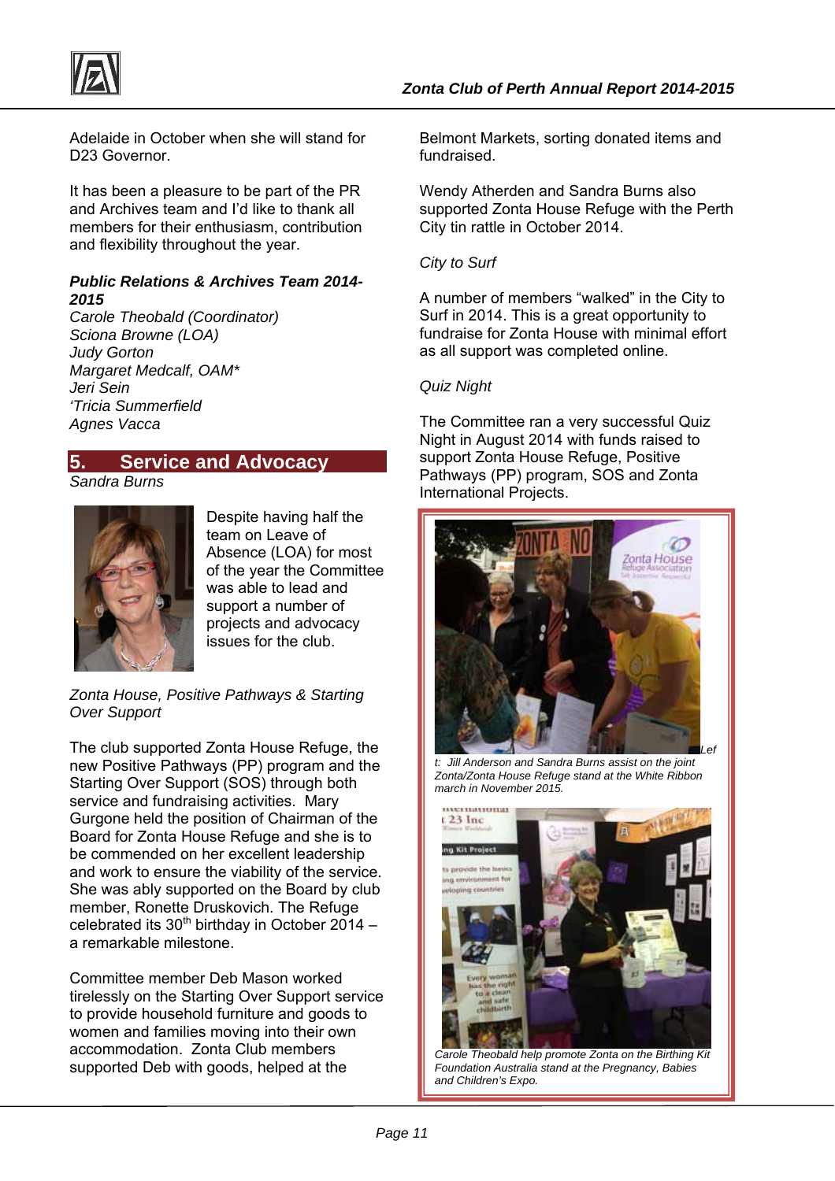Adelaide in October when she will stand for D23 Governor.

It has been a pleasure to be part of the PR and Archives team and I'd like to thank all members for their enthusiasm, contribution and flexibility throughout the year.

***Public Relations & Archives Team 2014-2015***

*Carole Theobald (Coordinator)*
*Sciona Browne (LOA)*
*Judy Gorton*
*Margaret Medcalf, OAM**
*Jeri Sein*
*'Tricia Summerfield*
*Agnes Vacca*

## 5. Service and Advocacy

*Sandra Burns*

Despite having half the team on Leave of Absence (LOA) for most of the year the Committee was able to lead and support a number of projects and advocacy issues for the club.

*Zonta House, Positive Pathways & Starting Over Support*

The club supported Zonta House Refuge, the new Positive Pathways (PP) program and the Starting Over Support (SOS) through both service and fundraising activities. Mary Gurgone held the position of Chairman of the Board for Zonta House Refuge and she is to be commended on her excellent leadership and work to ensure the viability of the service. She was ably supported on the Board by club member, Ronette Druskovich. The Refuge celebrated its 30th birthday in October 2014 – a remarkable milestone.

Committee member Deb Mason worked tirelessly on the Starting Over Support service to provide household furniture and goods to women and families moving into their own accommodation. Zonta Club members supported Deb with goods, helped at the Belmont Markets, sorting donated items and fundraised.

Wendy Atherden and Sandra Burns also supported Zonta House Refuge with the Perth City tin rattle in October 2014.

*City to Surf*

A number of members "walked" in the City to Surf in 2014. This is a great opportunity to fundraise for Zonta House with minimal effort as all support was completed online.

*Quiz Night*

The Committee ran a very successful Quiz Night in August 2014 with funds raised to support Zonta House Refuge, Positive Pathways (PP) program, SOS and Zonta International Projects.

*Left: Jill Anderson and Sandra Burns assist on the joint Zonta/Zonta House Refuge stand at the White Ribbon march in November 2015.*

*Carole Theobald help promote Zonta on the Birthing Kit Foundation Australia stand at the Pregnancy, Babies and Children's Expo.*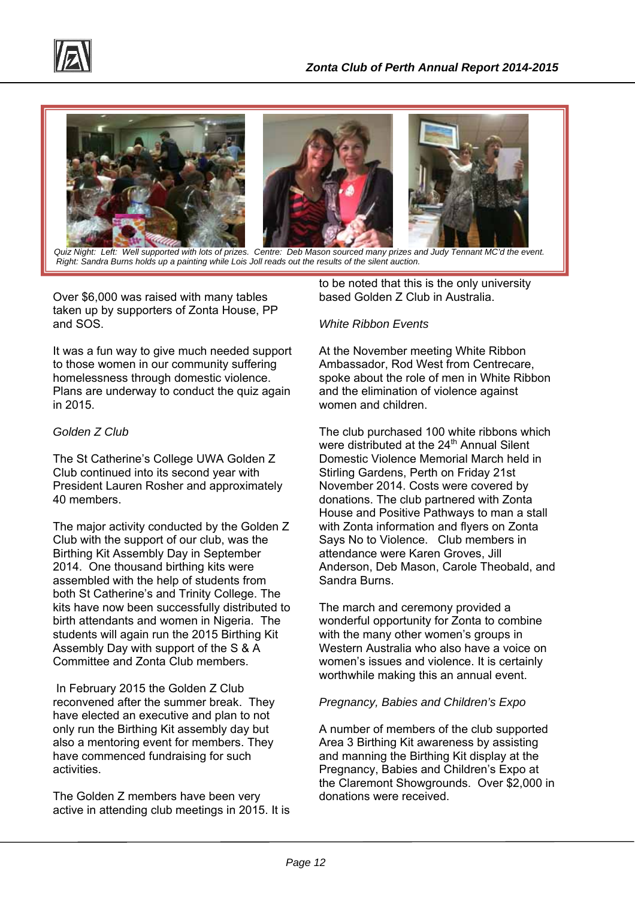*Quiz Night: Left: Well supported with lots of prizes. Centre: Deb Mason sourced many prizes and Judy Tennant MC'd the event. Right: Sandra Burns holds up a painting while Lois Joll reads out the results of the silent auction.*

Over $6,000 was raised with many tables taken up by supporters of Zonta House, PP and SOS.

It was a fun way to give much needed support to those women in our community suffering homelessness through domestic violence. Plans are underway to conduct the quiz again in 2015.

*Golden Z Club*

The St Catherine's College UWA Golden Z Club continued into its second year with President Lauren Rosher and approximately 40 members.

The major activity conducted by the Golden Z Club with the support of our club, was the Birthing Kit Assembly Day in September 2014. One thousand birthing kits were assembled with the help of students from both St Catherine's and Trinity College. The kits have now been successfully distributed to birth attendants and women in Nigeria. The students will again run the 2015 Birthing Kit Assembly Day with support of the S & A Committee and Zonta Club members.

In February 2015 the Golden Z Club reconvened after the summer break. They have elected an executive and plan to not only run the Birthing Kit assembly day but also a mentoring event for members. They have commenced fundraising for such activities.

The Golden Z members have been very active in attending club meetings in 2015. It is to be noted that this is the only university based Golden Z Club in Australia.

*White Ribbon Events*

At the November meeting White Ribbon Ambassador, Rod West from Centrecare, spoke about the role of men in White Ribbon and the elimination of violence against women and children.

The club purchased 100 white ribbons which were distributed at the 24th Annual Silent Domestic Violence Memorial March held in Stirling Gardens, Perth on Friday 21st November 2014. Costs were covered by donations. The club partnered with Zonta House and Positive Pathways to man a stall with Zonta information and flyers on Zonta Says No to Violence. Club members in attendance were Karen Groves, Jill Anderson, Deb Mason, Carole Theobald, and Sandra Burns.

The march and ceremony provided a wonderful opportunity for Zonta to combine with the many other women's groups in Western Australia who also have a voice on women's issues and violence. It is certainly worthwhile making this an annual event.

*Pregnancy, Babies and Children's Expo*

A number of members of the club supported Area 3 Birthing Kit awareness by assisting and manning the Birthing Kit display at the Pregnancy, Babies and Children's Expo at the Claremont Showgrounds. Over $2,000 in donations were received.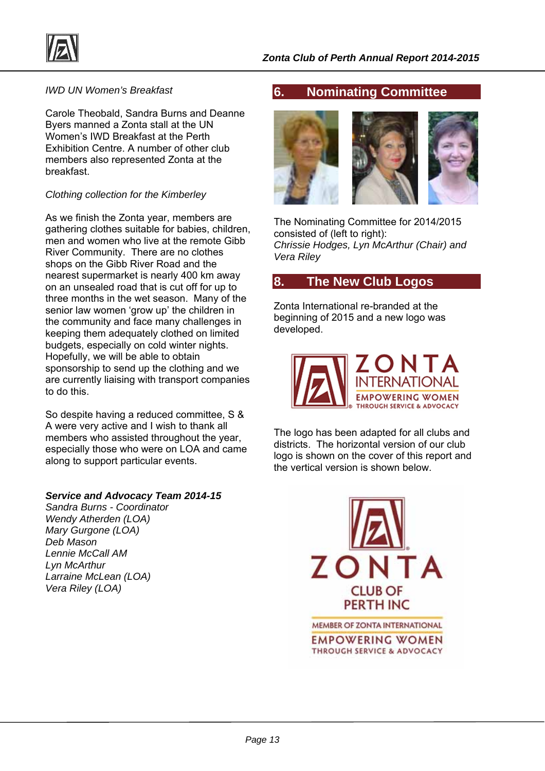*IWD UN Women's Breakfast*

Carole Theobald, Sandra Burns and Deanne Byers manned a Zonta stall at the UN Women's IWD Breakfast at the Perth Exhibition Centre. A number of other club members also represented Zonta at the breakfast.

*Clothing collection for the Kimberley*

As we finish the Zonta year, members are gathering clothes suitable for babies, children, men and women who live at the remote Gibb River Community. There are no clothes shops on the Gibb River Road and the nearest supermarket is nearly 400 km away on an unsealed road that is cut off for up to three months in the wet season. Many of the senior law women 'grow up' the children in the community and face many challenges in keeping them adequately clothed on limited budgets, especially on cold winter nights. Hopefully, we will be able to obtain sponsorship to send up the clothing and we are currently liaising with transport companies to do this.

So despite having a reduced committee, S & A were very active and I wish to thank all members who assisted throughout the year, especially those who were on LOA and came along to support particular events.

***Service and Advocacy Team 2014-15***

*Sandra Burns - Coordinator*
*Wendy Atherden (LOA)*
*Mary Gurgone (LOA)*
*Deb Mason*
*Lennie McCall AM*
*Lyn McArthur*
*Larraine McLean (LOA)*
*Vera Riley (LOA)*

## 6. Nominating Committee

The Nominating Committee for 2014/2015 consisted of (left to right):
*Chrissie Hodges, Lyn McArthur (Chair) and Vera Riley*

## 8. The New Club Logos

Zonta International re-branded at the beginning of 2015 and a new logo was developed.

ZONTA INTERNATIONAL
EMPOWERING WOMEN
THROUGH SERVICE & ADVOCACY

The logo has been adapted for all clubs and districts. The horizontal version of our club logo is shown on the cover of this report and the vertical version is shown below.

ZONTA
CLUB OF
PERTH INC
MEMBER OF ZONTA INTERNATIONAL
EMPOWERING WOMEN
THROUGH SERVICE & ADVOCACY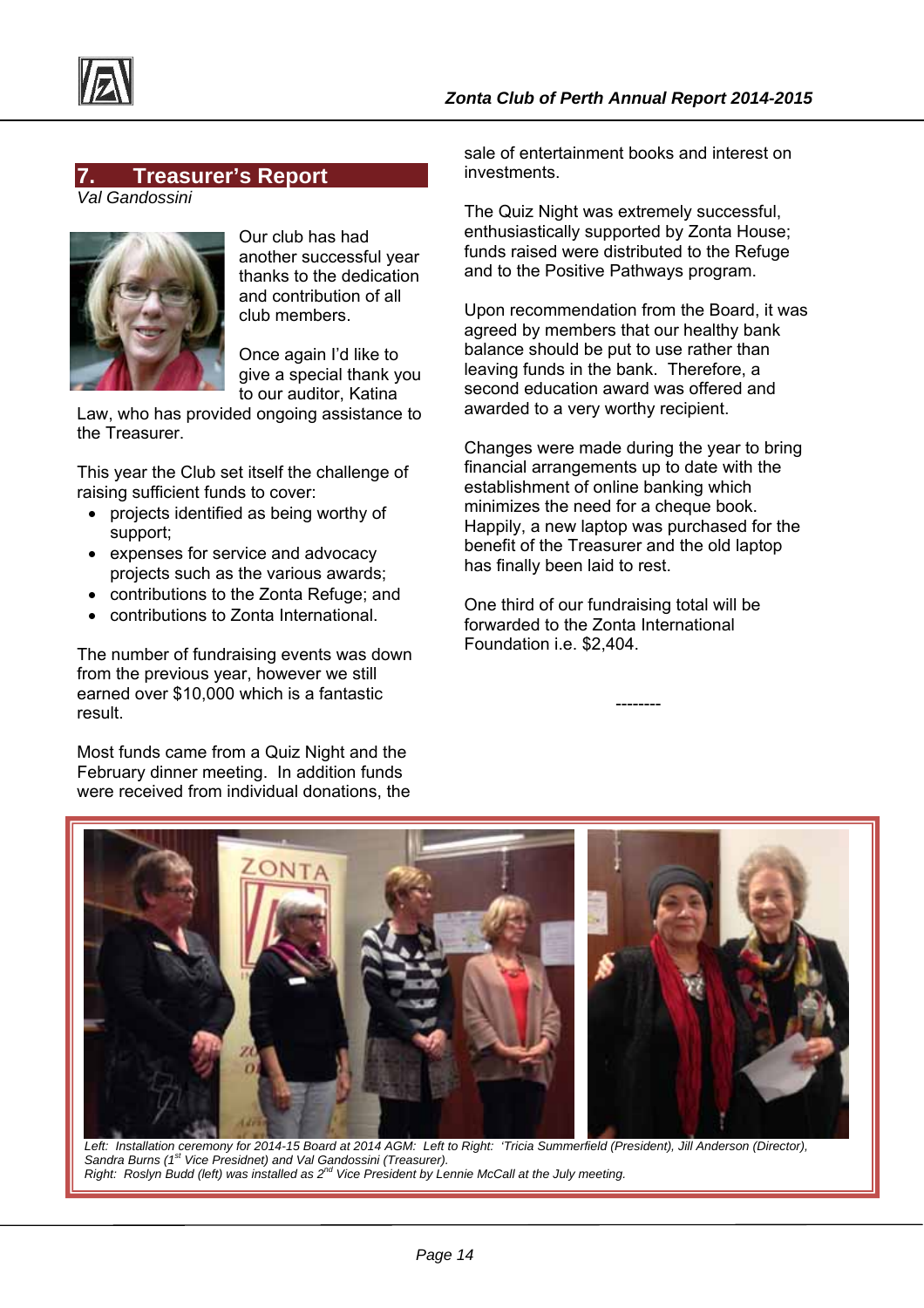## 7. Treasurer's Report

*Val Gandossini*

Our club has had another successful year thanks to the dedication and contribution of all club members.

Once again I'd like to give a special thank you to our auditor, Katina Law, who has provided ongoing assistance to the Treasurer.

This year the Club set itself the challenge of raising sufficient funds to cover:

- projects identified as being worthy of support;
- expenses for service and advocacy projects such as the various awards;
- contributions to the Zonta Refuge; and
- contributions to Zonta International.

The number of fundraising events was down from the previous year, however we still earned over $10,000 which is a fantastic result.

Most funds came from a Quiz Night and the February dinner meeting. In addition funds were received from individual donations, the sale of entertainment books and interest on investments.

The Quiz Night was extremely successful, enthusiastically supported by Zonta House; funds raised were distributed to the Refuge and to the Positive Pathways program.

Upon recommendation from the Board, it was agreed by members that our healthy bank balance should be put to use rather than leaving funds in the bank. Therefore, a second education award was offered and awarded to a very worthy recipient.

Changes were made during the year to bring financial arrangements up to date with the establishment of online banking which minimizes the need for a cheque book. Happily, a new laptop was purchased for the benefit of the Treasurer and the old laptop has finally been laid to rest.

One third of our fundraising total will be forwarded to the Zonta International Foundation i.e. $2,404.

--------

*Left: Installation ceremony for 2014-15 Board at 2014 AGM: Left to Right: 'Tricia Summerfield (President), Jill Anderson (Director), Sandra Burns (1st Vice Presidnet) and Val Gandossini (Treasurer).*
*Right: Roslyn Budd (left) was installed as 2nd Vice President by Lennie McCall at the July meeting.*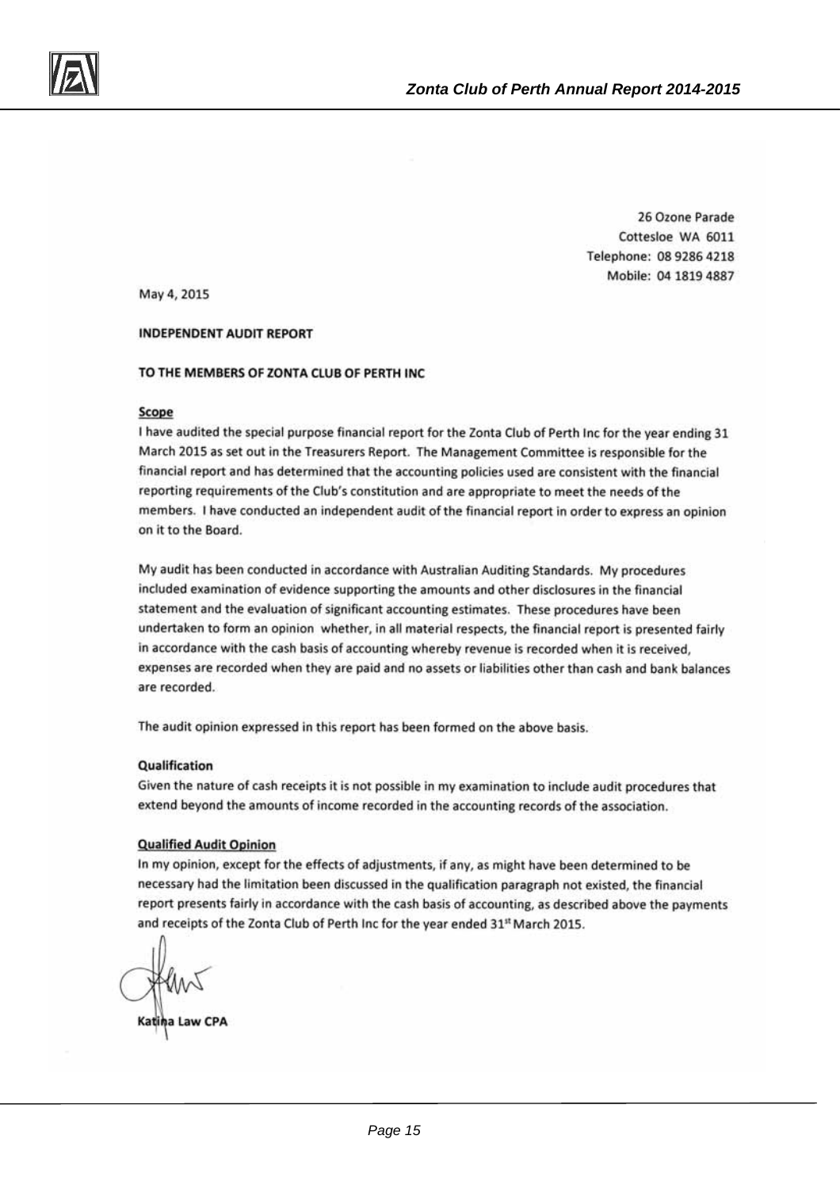26 Ozone Parade
Cottesloe WA 6011
Telephone: 08 9286 4218
Mobile: 04 1819 4887

May 4, 2015

**INDEPENDENT AUDIT REPORT**

**TO THE MEMBERS OF ZONTA CLUB OF PERTH INC**

**Scope**

I have audited the special purpose financial report for the Zonta Club of Perth Inc for the year ending 31 March 2015 as set out in the Treasurers Report. The Management Committee is responsible for the financial report and has determined that the accounting policies used are consistent with the financial reporting requirements of the Club's constitution and are appropriate to meet the needs of the members. I have conducted an independent audit of the financial report in order to express an opinion on it to the Board.

My audit has been conducted in accordance with Australian Auditing Standards. My procedures included examination of evidence supporting the amounts and other disclosures in the financial statement and the evaluation of significant accounting estimates. These procedures have been undertaken to form an opinion whether, in all material respects, the financial report is presented fairly in accordance with the cash basis of accounting whereby revenue is recorded when it is received, expenses are recorded when they are paid and no assets or liabilities other than cash and bank balances are recorded.

The audit opinion expressed in this report has been formed on the above basis.

**Qualification**

Given the nature of cash receipts it is not possible in my examination to include audit procedures that extend beyond the amounts of income recorded in the accounting records of the association.

**Qualified Audit Opinion**

In my opinion, except for the effects of adjustments, if any, as might have been determined to be necessary had the limitation been discussed in the qualification paragraph not existed, the financial report presents fairly in accordance with the cash basis of accounting, as described above the payments and receipts of the Zonta Club of Perth Inc for the year ended 31st March 2015.

Katina Law CPA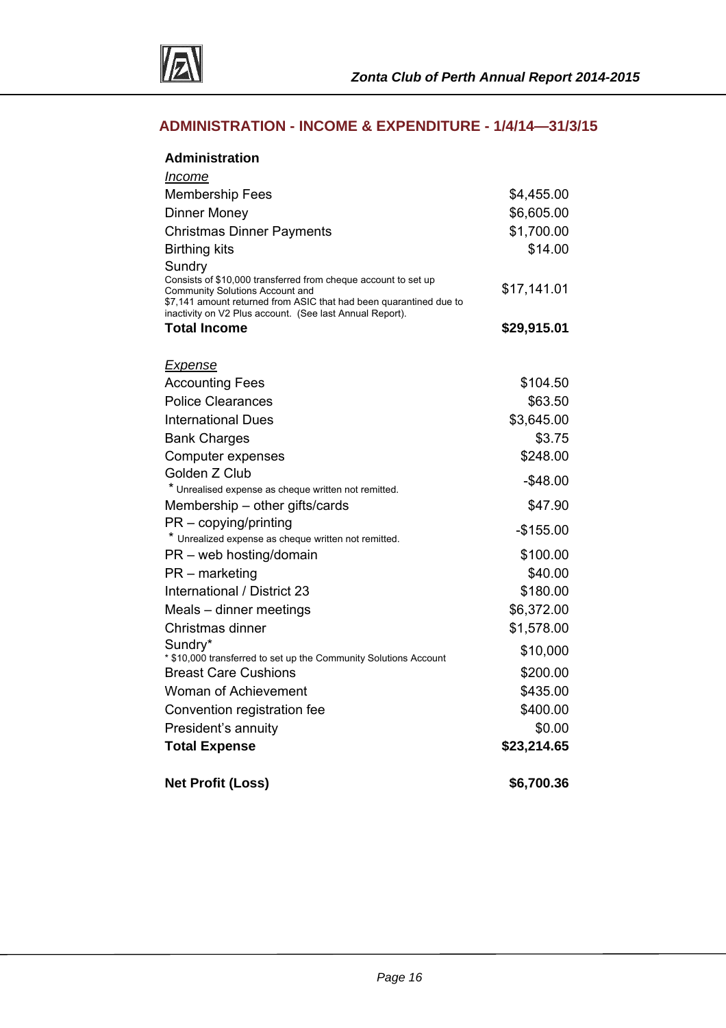## ADMINISTRATION - INCOME & EXPENDITURE - 1/4/14—31/3/15

| **Administration** | |
|---|---|
| *Income* | |
| Membership Fees | $4,455.00 |
| Dinner Money | $6,605.00 |
| Christmas Dinner Payments | $1,700.00 |
| Birthing kits | $14.00 |
| Sundry<br>Consists of $10,000 transferred from cheque account to set up Community Solutions Account and $7,141 amount returned from ASIC that had been quarantined due to inactivity on V2 Plus account. (See last Annual Report). | $17,141.01 |
| **Total Income** | **$29,915.01** |
| | |
| *Expense* | |
| Accounting Fees | $104.50 |
| Police Clearances | $63.50 |
| International Dues | $3,645.00 |
| Bank Charges | $3.75 |
| Computer expenses | $248.00 |
| Golden Z Club<br>* Unrealised expense as cheque written not remitted. | -$48.00 |
| Membership – other gifts/cards | $47.90 |
| PR – copying/printing<br>* Unrealized expense as cheque written not remitted. | -$155.00 |
| PR – web hosting/domain | $100.00 |
| PR – marketing | $40.00 |
| International / District 23 | $180.00 |
| Meals – dinner meetings | $6,372.00 |
| Christmas dinner | $1,578.00 |
| Sundry*<br>* $10,000 transferred to set up the Community Solutions Account | $10,000 |
| Breast Care Cushions | $200.00 |
| Woman of Achievement | $435.00 |
| Convention registration fee | $400.00 |
| President's annuity | $0.00 |
| **Total Expense** | **$23,214.65** |
| | |
| **Net Profit (Loss)** | **$6,700.36** |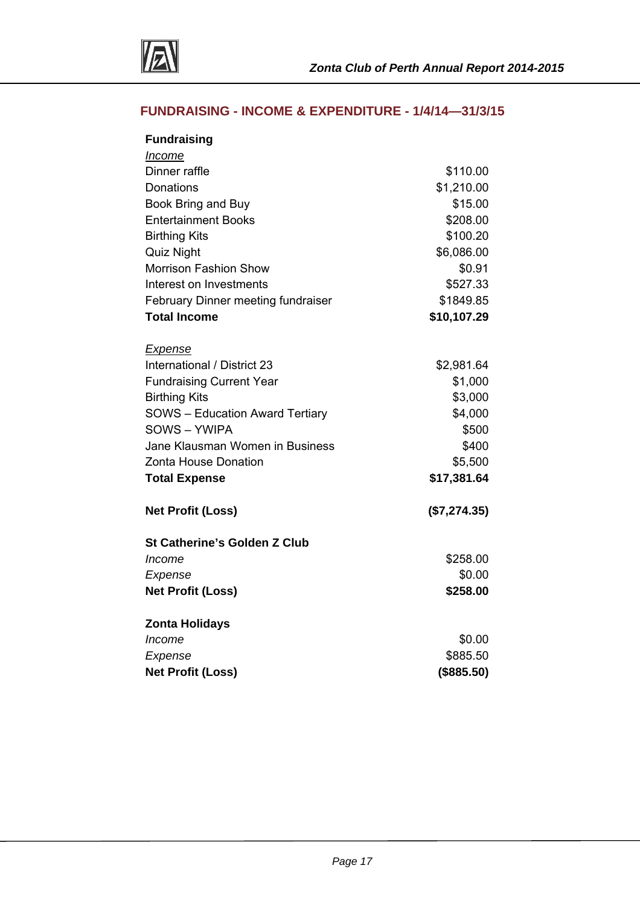## FUNDRAISING - INCOME & EXPENDITURE - 1/4/14—31/3/15

| **Fundraising** | |
|---|---|
| *Income* | |
| Dinner raffle | $110.00 |
| Donations | $1,210.00 |
| Book Bring and Buy | $15.00 |
| Entertainment Books | $208.00 |
| Birthing Kits | $100.20 |
| Quiz Night | $6,086.00 |
| Morrison Fashion Show | $0.91 |
| Interest on Investments | $527.33 |
| February Dinner meeting fundraiser | $1849.85 |
| **Total Income** | **$10,107.29** |
| | |
| *Expense* | |
| International / District 23 | $2,981.64 |
| Fundraising Current Year | $1,000 |
| Birthing Kits | $3,000 |
| SOWS – Education Award Tertiary | $4,000 |
| SOWS – YWIPA | $500 |
| Jane Klausman Women in Business | $400 |
| Zonta House Donation | $5,500 |
| **Total Expense** | **$17,381.64** |
| | |
| **Net Profit (Loss)** | **($7,274.35)** |
| | |
| **St Catherine's Golden Z Club** | |
| *Income* | $258.00 |
| *Expense* | $0.00 |
| **Net Profit (Loss)** | **$258.00** |
| | |
| **Zonta Holidays** | |
| *Income* | $0.00 |
| *Expense* | $885.50 |
| **Net Profit (Loss)** | **($885.50)** |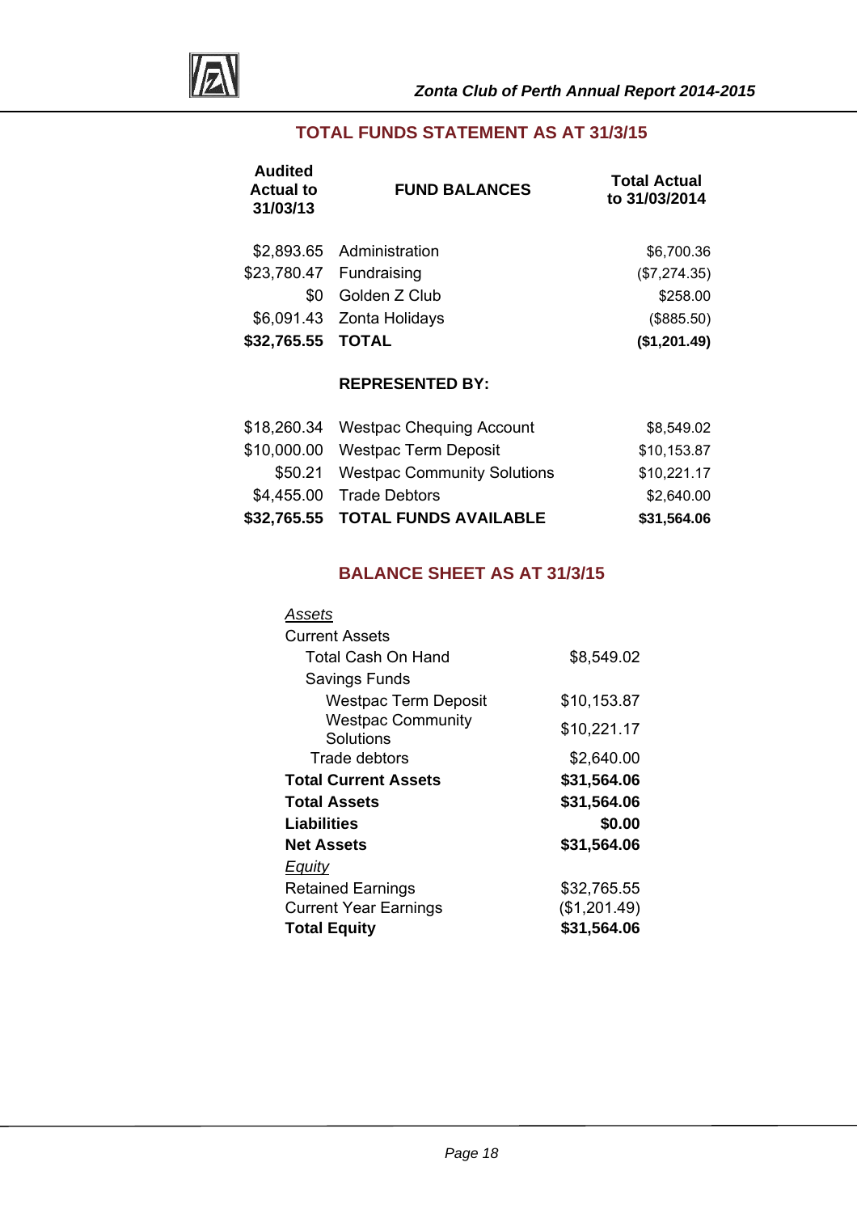## TOTAL FUNDS STATEMENT AS AT 31/3/15

| Audited Actual to 31/03/13 | FUND BALANCES | Total Actual to 31/03/2014 |
|---|---|---|
| $2,893.65 | Administration | $6,700.36 |
| $23,780.47 | Fundraising | ($7,274.35) |
| $0 | Golden Z Club | $258.00 |
| $6,091.43 | Zonta Holidays | ($885.50) |
| **$32,765.55** | **TOTAL** | **($1,201.49)** |
| | **REPRESENTED BY:** | |
| $18,260.34 | Westpac Chequing Account | $8,549.02 |
| $10,000.00 | Westpac Term Deposit | $10,153.87 |
| $50.21 | Westpac Community Solutions | $10,221.17 |
| $4,455.00 | Trade Debtors | $2,640.00 |
| **$32,765.55** | **TOTAL FUNDS AVAILABLE** | **$31,564.06** |

## BALANCE SHEET AS AT 31/3/15

| | |
|---|---|
| *Assets* | |
| Current Assets | |
| Total Cash On Hand | $8,549.02 |
| Savings Funds | |
| Westpac Term Deposit | $10,153.87 |
| Westpac Community Solutions | $10,221.17 |
| Trade debtors | $2,640.00 |
| **Total Current Assets** | **$31,564.06** |
| **Total Assets** | **$31,564.06** |
| **Liabilities** | **$0.00** |
| **Net Assets** | **$31,564.06** |
| *Equity* | |
| Retained Earnings | $32,765.55 |
| Current Year Earnings | ($1,201.49) |
| **Total Equity** | **$31,564.06** |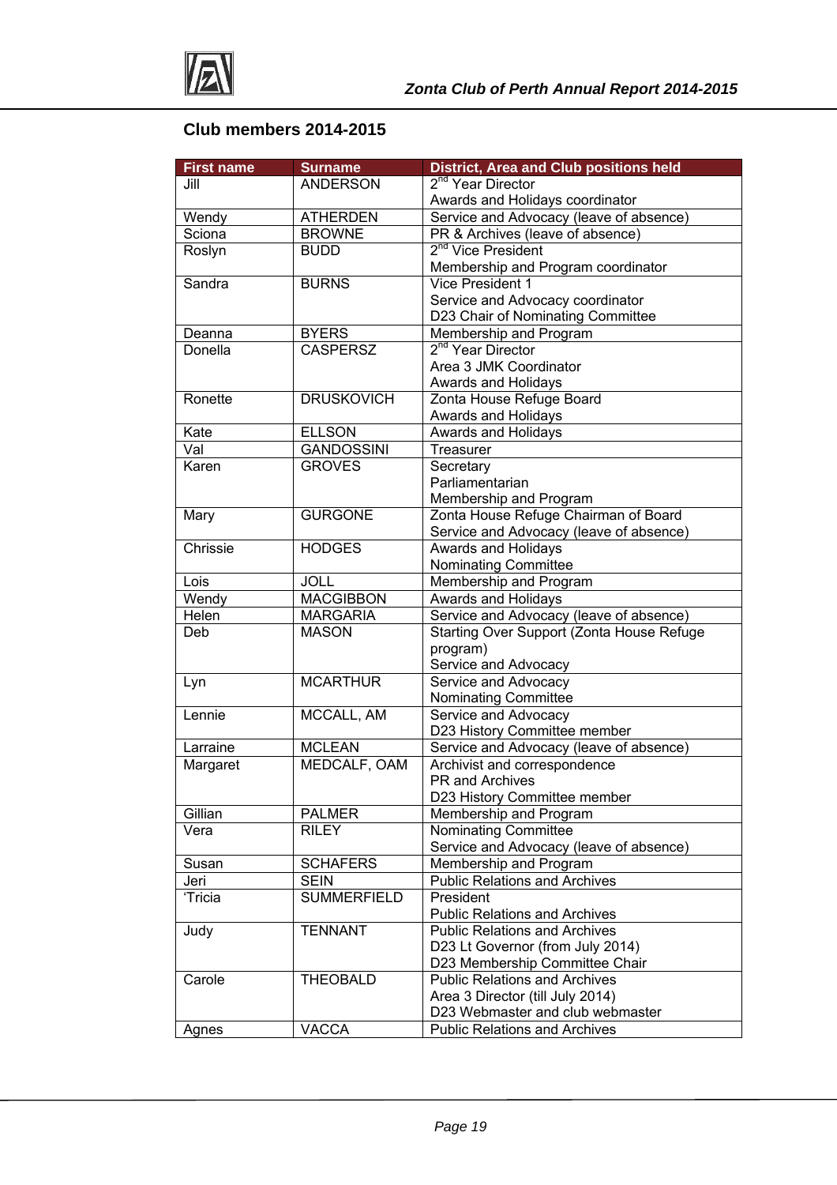## Club members 2014-2015

| First name | Surname | District, Area and Club positions held |
|---|---|---|
| Jill | ANDERSON | 2nd Year Director<br>Awards and Holidays coordinator |
| Wendy | ATHERDEN | Service and Advocacy (leave of absence) |
| Sciona | BROWNE | PR & Archives (leave of absence) |
| Roslyn | BUDD | 2nd Vice President<br>Membership and Program coordinator |
| Sandra | BURNS | Vice President 1<br>Service and Advocacy coordinator<br>D23 Chair of Nominating Committee |
| Deanna | BYERS | Membership and Program |
| Donella | CASPERSZ | 2nd Year Director<br>Area 3 JMK Coordinator<br>Awards and Holidays |
| Ronette | DRUSKOVICH | Zonta House Refuge Board<br>Awards and Holidays |
| Kate | ELLSON | Awards and Holidays |
| Val | GANDOSSINI | Treasurer |
| Karen | GROVES | Secretary<br>Parliamentarian<br>Membership and Program |
| Mary | GURGONE | Zonta House Refuge Chairman of Board<br>Service and Advocacy (leave of absence) |
| Chrissie | HODGES | Awards and Holidays<br>Nominating Committee |
| Lois | JOLL | Membership and Program |
| Wendy | MACGIBBON | Awards and Holidays |
| Helen | MARGARIA | Service and Advocacy (leave of absence) |
| Deb | MASON | Starting Over Support (Zonta House Refuge program)<br>Service and Advocacy |
| Lyn | MCARTHUR | Service and Advocacy<br>Nominating Committee |
| Lennie | MCCALL, AM | Service and Advocacy<br>D23 History Committee member |
| Larraine | MCLEAN | Service and Advocacy (leave of absence) |
| Margaret | MEDCALF, OAM | Archivist and correspondence<br>PR and Archives<br>D23 History Committee member |
| Gillian | PALMER | Membership and Program |
| Vera | RILEY | Nominating Committee<br>Service and Advocacy (leave of absence) |
| Susan | SCHAFERS | Membership and Program |
| Jeri | SEIN | Public Relations and Archives |
| 'Tricia | SUMMERFIELD | President<br>Public Relations and Archives |
| Judy | TENNANT | Public Relations and Archives<br>D23 Lt Governor (from July 2014)<br>D23 Membership Committee Chair |
| Carole | THEOBALD | Public Relations and Archives<br>Area 3 Director (till July 2014)<br>D23 Webmaster and club webmaster |
| Agnes | VACCA | Public Relations and Archives |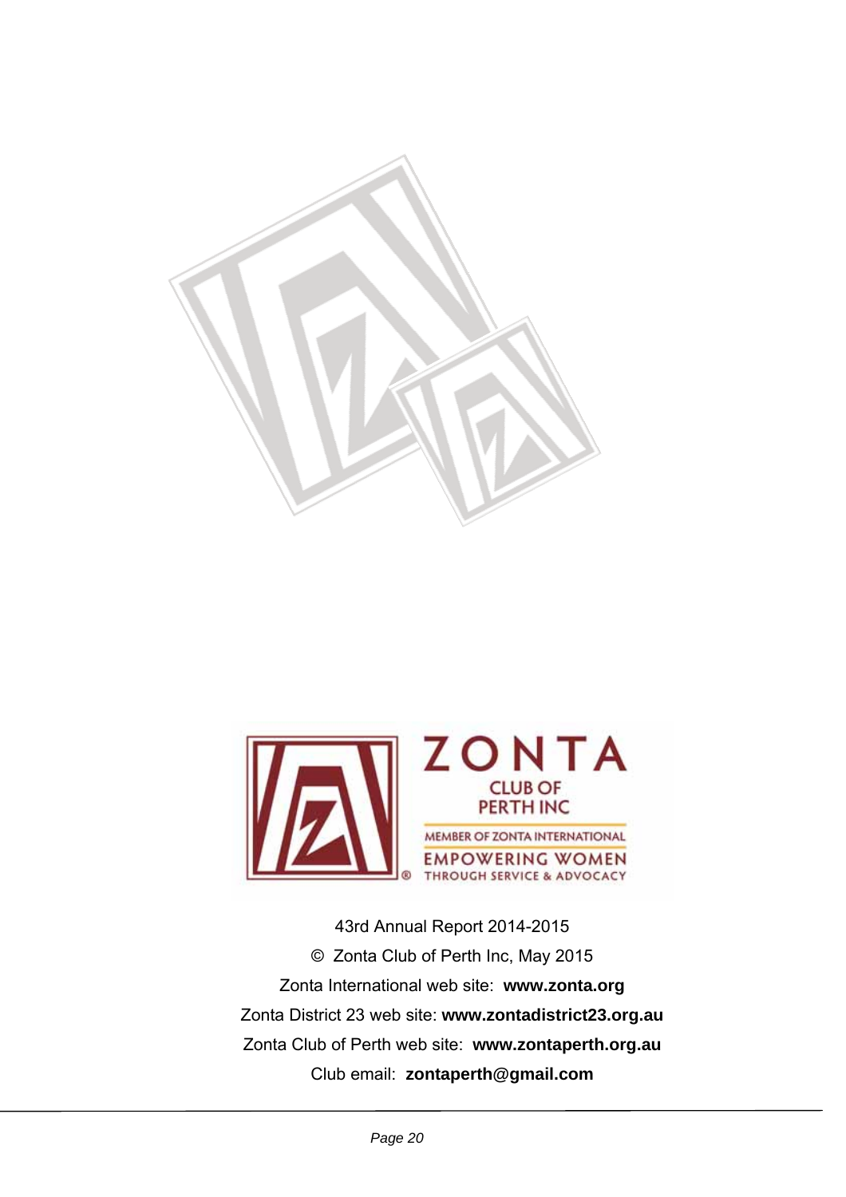ZONTA

CLUB OF
PERTH INC

MEMBER OF ZONTA INTERNATIONAL

EMPOWERING WOMEN
THROUGH SERVICE & ADVOCACY

43rd Annual Report 2014-2015

© Zonta Club of Perth Inc, May 2015

Zonta International web site: **www.zonta.org**

Zonta District 23 web site: **www.zontadistrict23.org.au**

Zonta Club of Perth web site: **www.zontaperth.org.au**

Club email: **zontaperth@gmail.com**